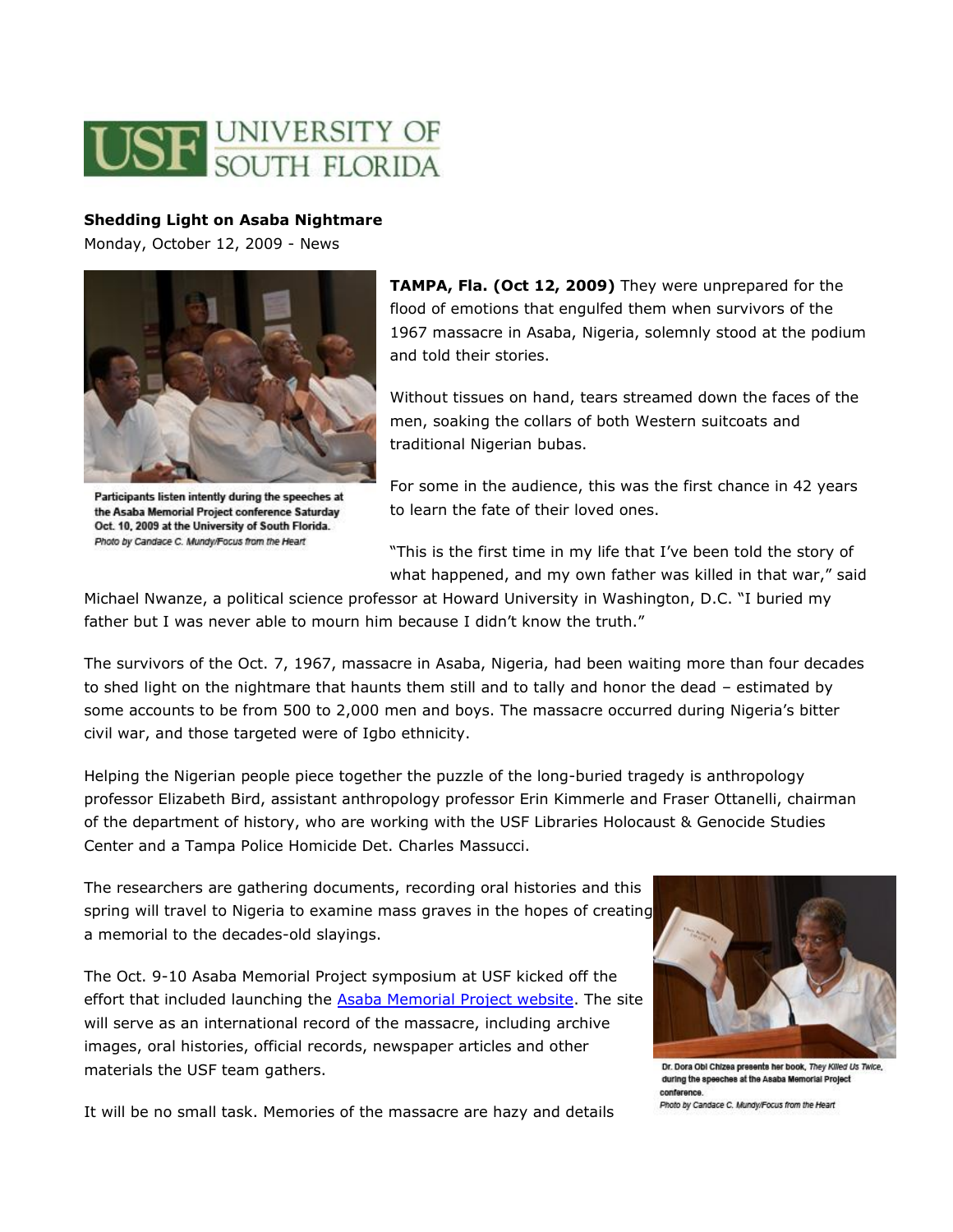**Shedding Light on Asaba Nightmare**

Monday, October 12, 2009 - News

Participants listen intently during the speeches at the Asaba Memorial Project conference Saturday Oct. 10, 2009 at the University of South Florida.
*Photo by Candace C. Mundy/Focus from the Heart*

**TAMPA, Fla. (Oct 12, 2009)** They were unprepared for the flood of emotions that engulfed them when survivors of the 1967 massacre in Asaba, Nigeria, solemnly stood at the podium and told their stories.

Without tissues on hand, tears streamed down the faces of the men, soaking the collars of both Western suitcoats and traditional Nigerian bubas.

For some in the audience, this was the first chance in 42 years to learn the fate of their loved ones.

"This is the first time in my life that I've been told the story of what happened, and my own father was killed in that war," said Michael Nwanze, a political science professor at Howard University in Washington, D.C. "I buried my father but I was never able to mourn him because I didn't know the truth."

The survivors of the Oct. 7, 1967, massacre in Asaba, Nigeria, had been waiting more than four decades to shed light on the nightmare that haunts them still and to tally and honor the dead – estimated by some accounts to be from 500 to 2,000 men and boys. The massacre occurred during Nigeria's bitter civil war, and those targeted were of Igbo ethnicity.

Helping the Nigerian people piece together the puzzle of the long-buried tragedy is anthropology professor Elizabeth Bird, assistant anthropology professor Erin Kimmerle and Fraser Ottanelli, chairman of the department of history, who are working with the USF Libraries Holocaust & Genocide Studies Center and a Tampa Police Homicide Det. Charles Massucci.

The researchers are gathering documents, recording oral histories and this spring will travel to Nigeria to examine mass graves in the hopes of creating a memorial to the decades-old slayings.

The Oct. 9-10 Asaba Memorial Project symposium at USF kicked off the effort that included launching the [Asaba Memorial Project website](). The site will serve as an international record of the massacre, including archive images, oral histories, official records, newspaper articles and other materials the USF team gathers.

Dr. Dora Obi Chizea presents her book, *They Killed Us Twice*, during the speeches at the Asaba Memorial Project conference.
*Photo by Candace C. Mundy/Focus from the Heart*

It will be no small task. Memories of the massacre are hazy and details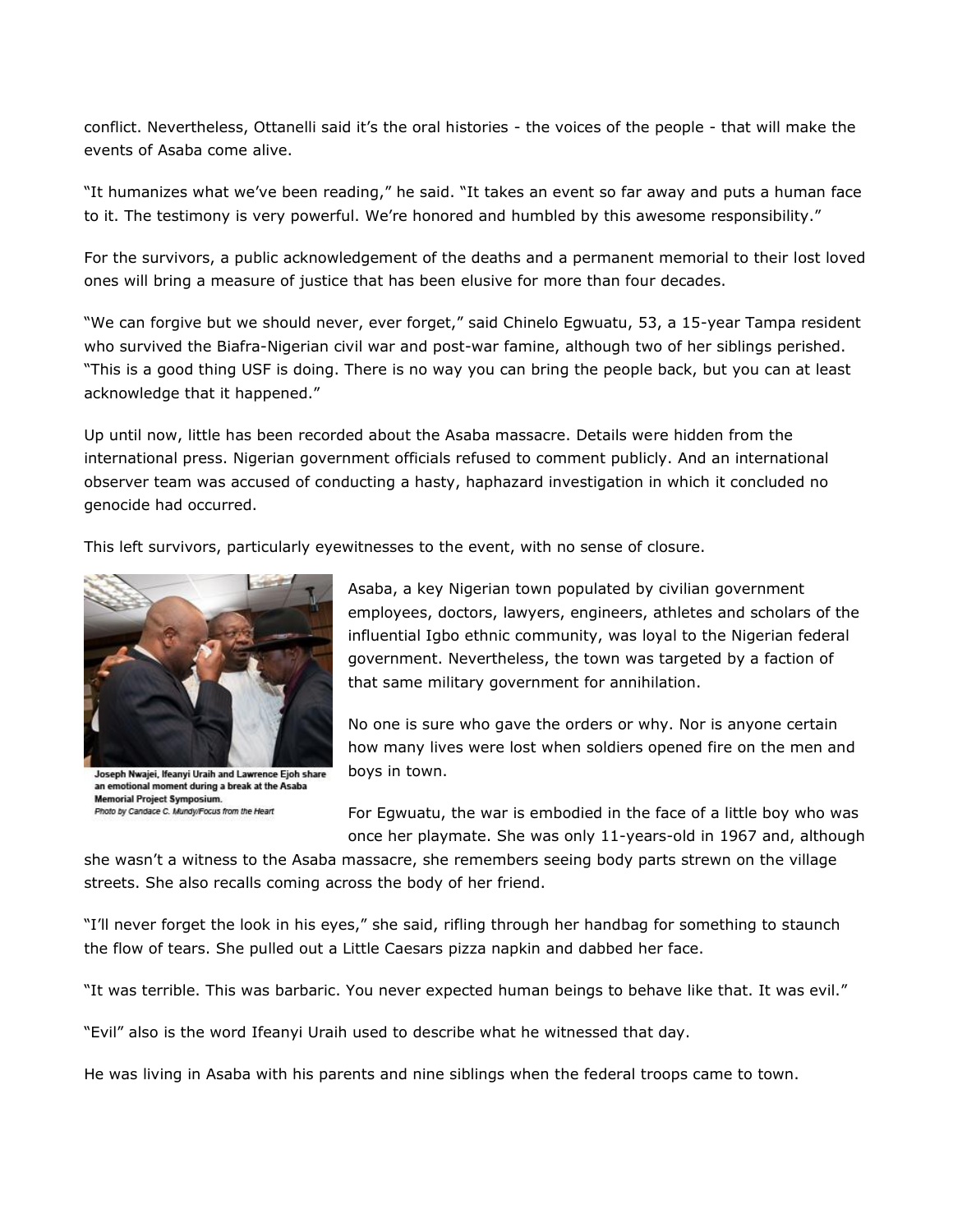conflict. Nevertheless, Ottanelli said it's the oral histories - the voices of the people - that will make the events of Asaba come alive.

"It humanizes what we've been reading," he said. "It takes an event so far away and puts a human face to it. The testimony is very powerful. We're honored and humbled by this awesome responsibility."

For the survivors, a public acknowledgement of the deaths and a permanent memorial to their lost loved ones will bring a measure of justice that has been elusive for more than four decades.

"We can forgive but we should never, ever forget," said Chinelo Egwuatu, 53, a 15-year Tampa resident who survived the Biafra-Nigerian civil war and post-war famine, although two of her siblings perished. "This is a good thing USF is doing. There is no way you can bring the people back, but you can at least acknowledge that it happened."

Up until now, little has been recorded about the Asaba massacre. Details were hidden from the international press. Nigerian government officials refused to comment publicly. And an international observer team was accused of conducting a hasty, haphazard investigation in which it concluded no genocide had occurred.

This left survivors, particularly eyewitnesses to the event, with no sense of closure.

Joseph Nwajei, Ifeanyi Uraih and Lawrence Ejoh share an emotional moment during a break at the Asaba Memorial Project Symposium.
*Photo by Candace C. Mundy/Focus from the Heart*

Asaba, a key Nigerian town populated by civilian government employees, doctors, lawyers, engineers, athletes and scholars of the influential Igbo ethnic community, was loyal to the Nigerian federal government. Nevertheless, the town was targeted by a faction of that same military government for annihilation.

No one is sure who gave the orders or why. Nor is anyone certain how many lives were lost when soldiers opened fire on the men and boys in town.

For Egwuatu, the war is embodied in the face of a little boy who was once her playmate. She was only 11-years-old in 1967 and, although she wasn't a witness to the Asaba massacre, she remembers seeing body parts strewn on the village streets. She also recalls coming across the body of her friend.

"I'll never forget the look in his eyes," she said, rifling through her handbag for something to staunch the flow of tears. She pulled out a Little Caesars pizza napkin and dabbed her face.

"It was terrible. This was barbaric. You never expected human beings to behave like that. It was evil."

"Evil" also is the word Ifeanyi Uraih used to describe what he witnessed that day.

He was living in Asaba with his parents and nine siblings when the federal troops came to town.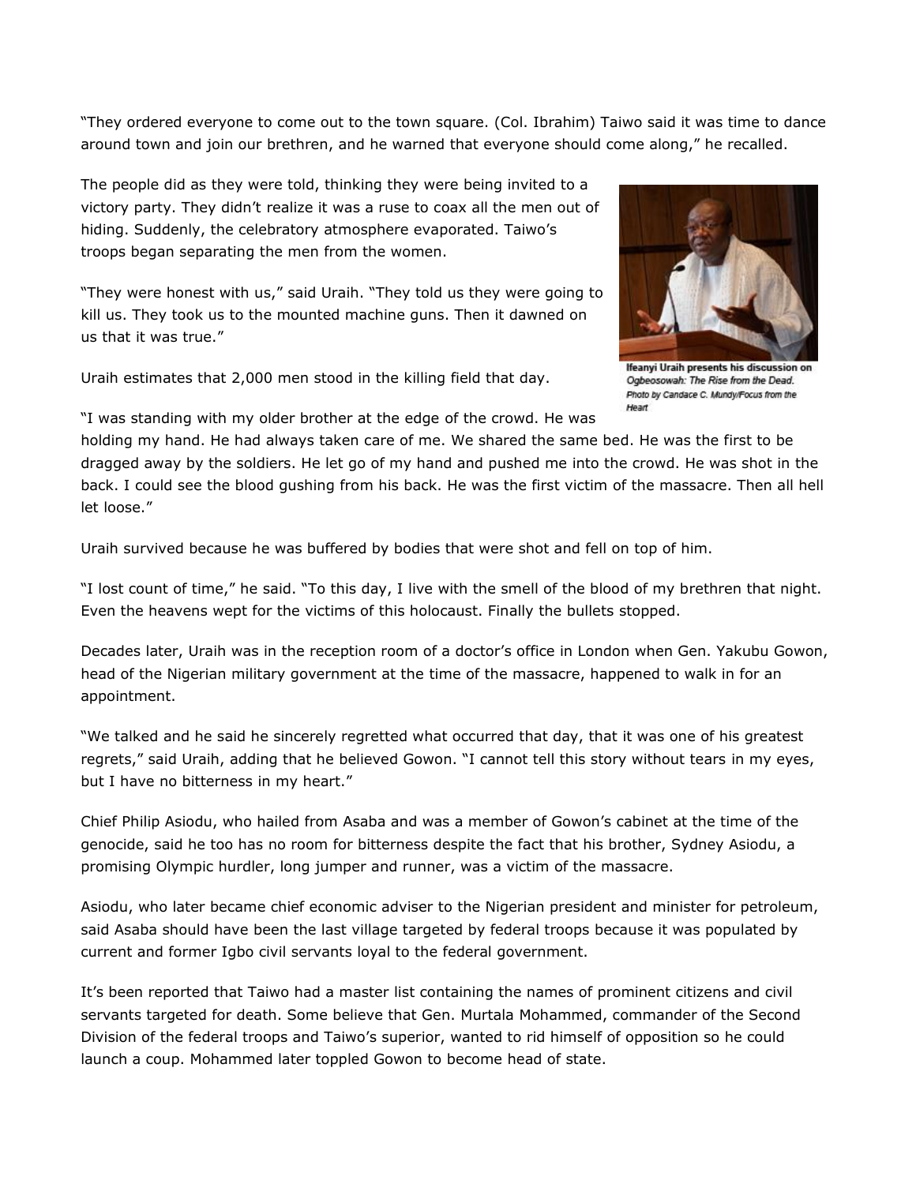"They ordered everyone to come out to the town square. (Col. Ibrahim) Taiwo said it was time to dance around town and join our brethren, and he warned that everyone should come along," he recalled.

The people did as they were told, thinking they were being invited to a victory party. They didn't realize it was a ruse to coax all the men out of hiding. Suddenly, the celebratory atmosphere evaporated. Taiwo's troops began separating the men from the women.

"They were honest with us," said Uraih. "They told us they were going to kill us. They took us to the mounted machine guns. Then it dawned on us that it was true."

Uraih estimates that 2,000 men stood in the killing field that day.

**Ifeanyi Uraih presents his discussion on** *Ogbeosowah: The Rise from the Dead. Photo by Candace C. Mundy/Focus from the Heart*

"I was standing with my older brother at the edge of the crowd. He was holding my hand. He had always taken care of me. We shared the same bed. He was the first to be dragged away by the soldiers. He let go of my hand and pushed me into the crowd. He was shot in the back. I could see the blood gushing from his back. He was the first victim of the massacre. Then all hell let loose."

Uraih survived because he was buffered by bodies that were shot and fell on top of him.

"I lost count of time," he said. "To this day, I live with the smell of the blood of my brethren that night. Even the heavens wept for the victims of this holocaust. Finally the bullets stopped.

Decades later, Uraih was in the reception room of a doctor's office in London when Gen. Yakubu Gowon, head of the Nigerian military government at the time of the massacre, happened to walk in for an appointment.

"We talked and he said he sincerely regretted what occurred that day, that it was one of his greatest regrets," said Uraih, adding that he believed Gowon. "I cannot tell this story without tears in my eyes, but I have no bitterness in my heart."

Chief Philip Asiodu, who hailed from Asaba and was a member of Gowon's cabinet at the time of the genocide, said he too has no room for bitterness despite the fact that his brother, Sydney Asiodu, a promising Olympic hurdler, long jumper and runner, was a victim of the massacre.

Asiodu, who later became chief economic adviser to the Nigerian president and minister for petroleum, said Asaba should have been the last village targeted by federal troops because it was populated by current and former Igbo civil servants loyal to the federal government.

It's been reported that Taiwo had a master list containing the names of prominent citizens and civil servants targeted for death. Some believe that Gen. Murtala Mohammed, commander of the Second Division of the federal troops and Taiwo's superior, wanted to rid himself of opposition so he could launch a coup. Mohammed later toppled Gowon to become head of state.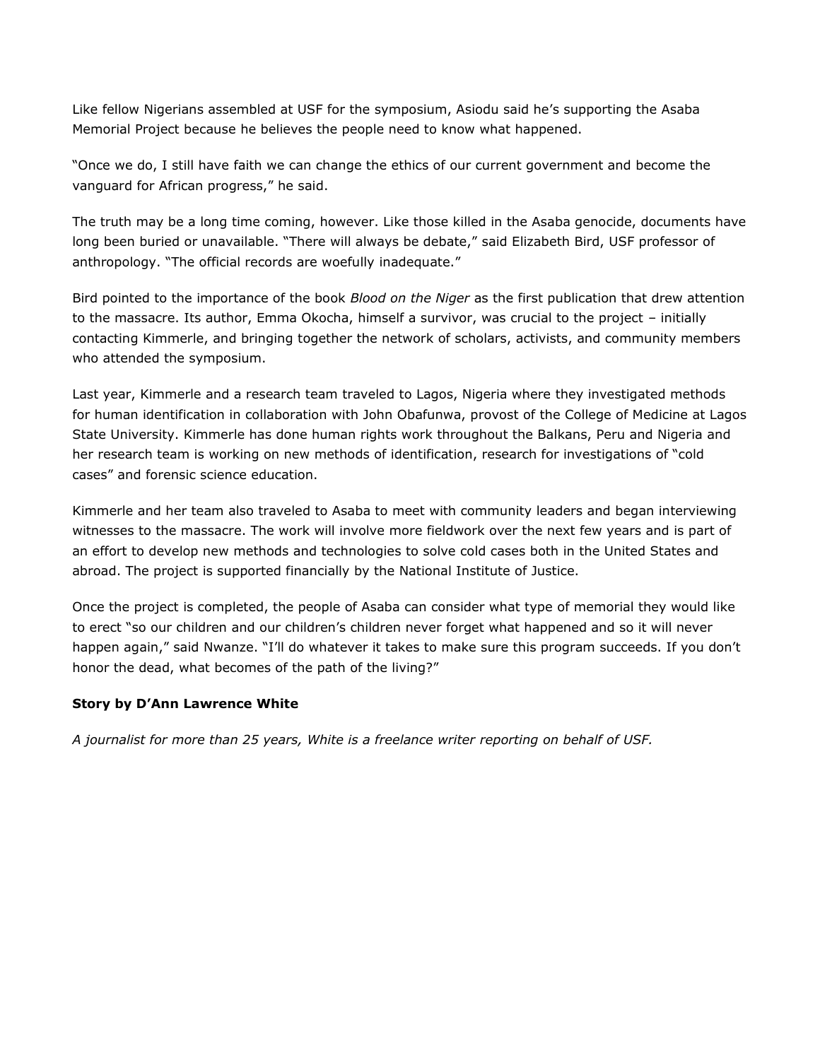Like fellow Nigerians assembled at USF for the symposium, Asiodu said he's supporting the Asaba Memorial Project because he believes the people need to know what happened.

"Once we do, I still have faith we can change the ethics of our current government and become the vanguard for African progress," he said.

The truth may be a long time coming, however. Like those killed in the Asaba genocide, documents have long been buried or unavailable. "There will always be debate," said Elizabeth Bird, USF professor of anthropology. "The official records are woefully inadequate."

Bird pointed to the importance of the book *Blood on the Niger* as the first publication that drew attention to the massacre. Its author, Emma Okocha, himself a survivor, was crucial to the project – initially contacting Kimmerle, and bringing together the network of scholars, activists, and community members who attended the symposium.

Last year, Kimmerle and a research team traveled to Lagos, Nigeria where they investigated methods for human identification in collaboration with John Obafunwa, provost of the College of Medicine at Lagos State University. Kimmerle has done human rights work throughout the Balkans, Peru and Nigeria and her research team is working on new methods of identification, research for investigations of "cold cases" and forensic science education.

Kimmerle and her team also traveled to Asaba to meet with community leaders and began interviewing witnesses to the massacre. The work will involve more fieldwork over the next few years and is part of an effort to develop new methods and technologies to solve cold cases both in the United States and abroad. The project is supported financially by the National Institute of Justice.

Once the project is completed, the people of Asaba can consider what type of memorial they would like to erect "so our children and our children's children never forget what happened and so it will never happen again," said Nwanze. "I'll do whatever it takes to make sure this program succeeds. If you don't honor the dead, what becomes of the path of the living?"

**Story by D'Ann Lawrence White**

*A journalist for more than 25 years, White is a freelance writer reporting on behalf of USF.*